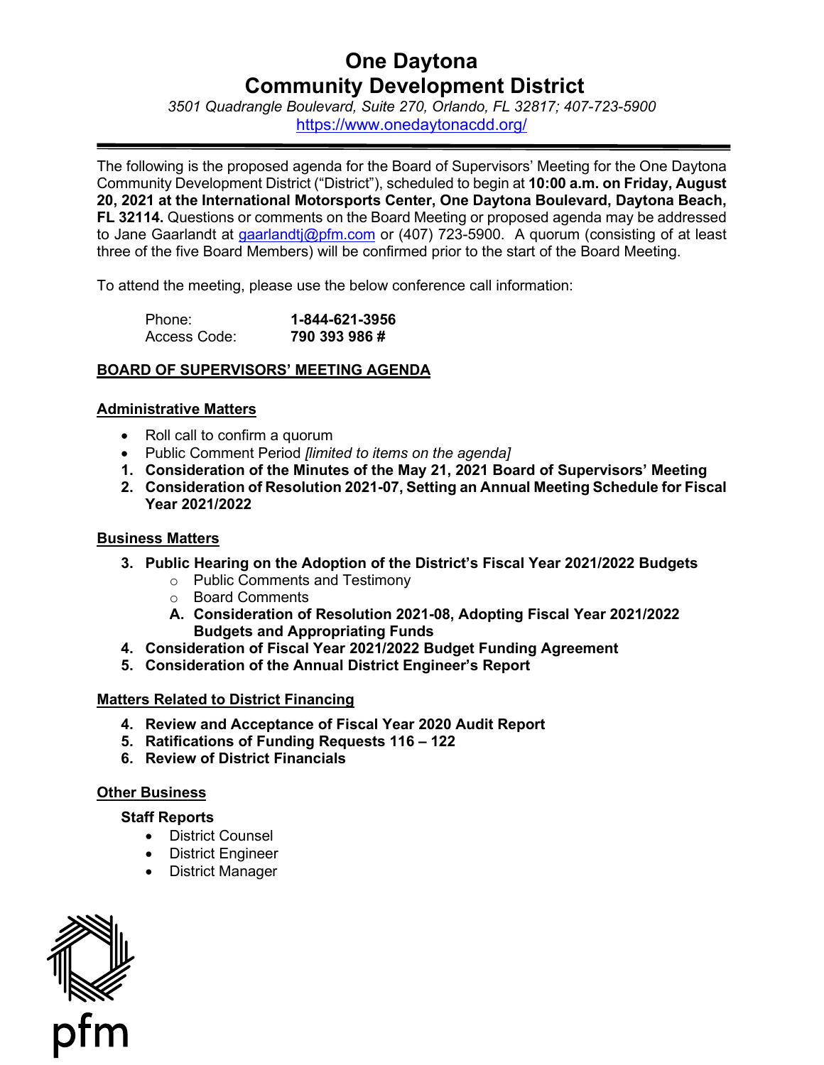# One Daytona Community Development District

*3501 Quadrangle Boulevard, Suite 270, Orlando, FL 32817; 407-723-5900*

https://www.onedaytonacdd.org/

---

The following is the proposed agenda for the Board of Supervisors' Meeting for the One Daytona Community Development District ("District"), scheduled to begin at **10:00 a.m. on Friday, August 20, 2021 at the International Motorsports Center, One Daytona Boulevard, Daytona Beach, FL 32114.** Questions or comments on the Board Meeting or proposed agenda may be addressed to Jane Gaarlandt at gaarlandtj@pfm.com or (407) 723-5900. A quorum (consisting of at least three of the five Board Members) will be confirmed prior to the start of the Board Meeting.

To attend the meeting, please use the below conference call information:

Phone: **1-844-621-3956**
Access Code: **790 393 986 #**

**BOARD OF SUPERVISORS' MEETING AGENDA**

**Administrative Matters**

- Roll call to confirm a quorum
- Public Comment Period *[limited to items on the agenda]*

1. **Consideration of the Minutes of the May 21, 2021 Board of Supervisors' Meeting**
2. **Consideration of Resolution 2021-07, Setting an Annual Meeting Schedule for Fiscal Year 2021/2022**

**Business Matters**

3. **Public Hearing on the Adoption of the District's Fiscal Year 2021/2022 Budgets**
   - Public Comments and Testimony
   - Board Comments
   - **A. Consideration of Resolution 2021-08, Adopting Fiscal Year 2021/2022 Budgets and Appropriating Funds**
4. **Consideration of Fiscal Year 2021/2022 Budget Funding Agreement**
5. **Consideration of the Annual District Engineer's Report**

**Matters Related to District Financing**

4. **Review and Acceptance of Fiscal Year 2020 Audit Report**
5. **Ratifications of Funding Requests 116 – 122**
6. **Review of District Financials**

**Other Business**

**Staff Reports**

- District Counsel
- District Engineer
- District Manager

pfm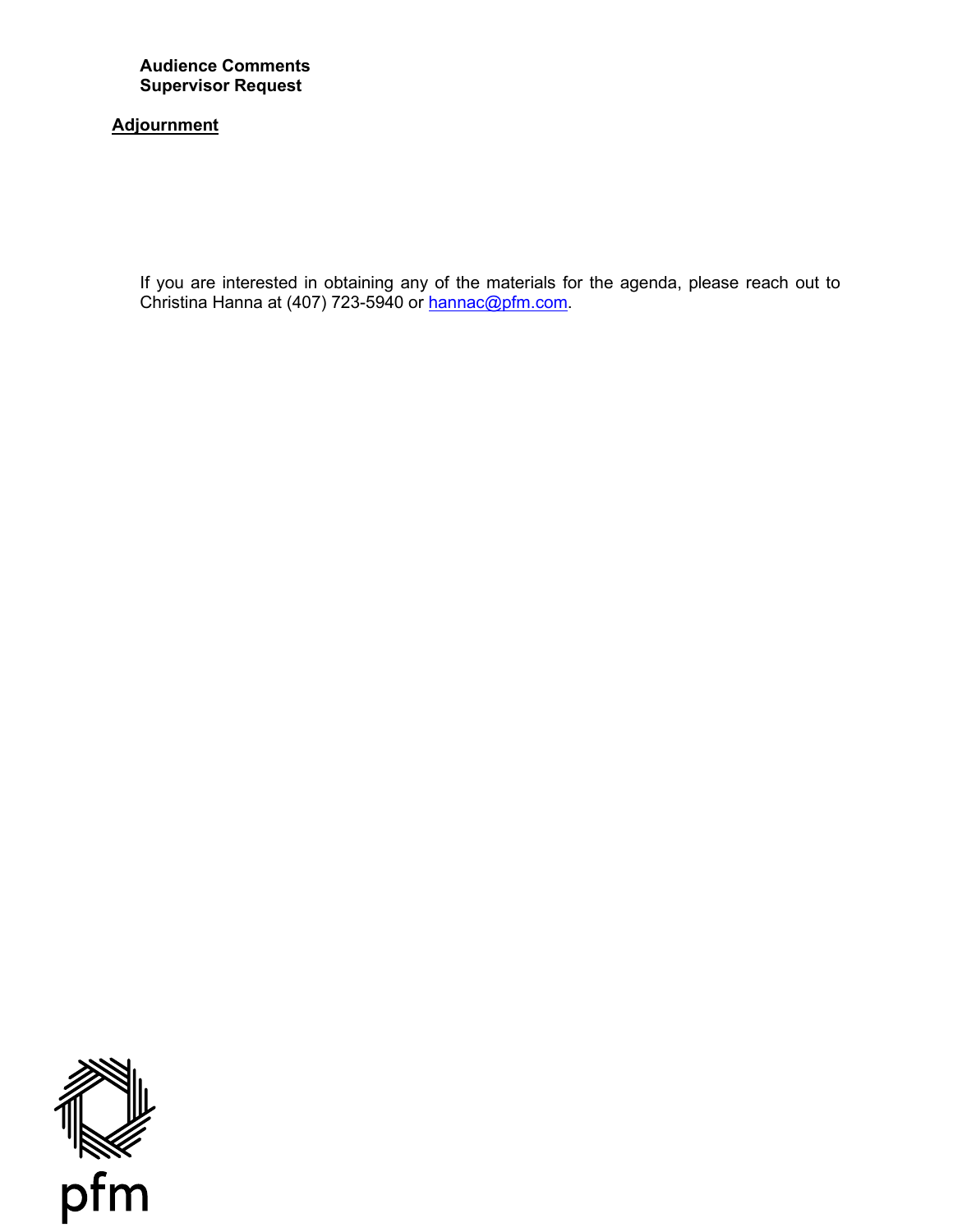**Audience Comments**
**Supervisor Request**

**Adjournment**

If you are interested in obtaining any of the materials for the agenda, please reach out to Christina Hanna at (407) 723-5940 or hannac@pfm.com.

pfm